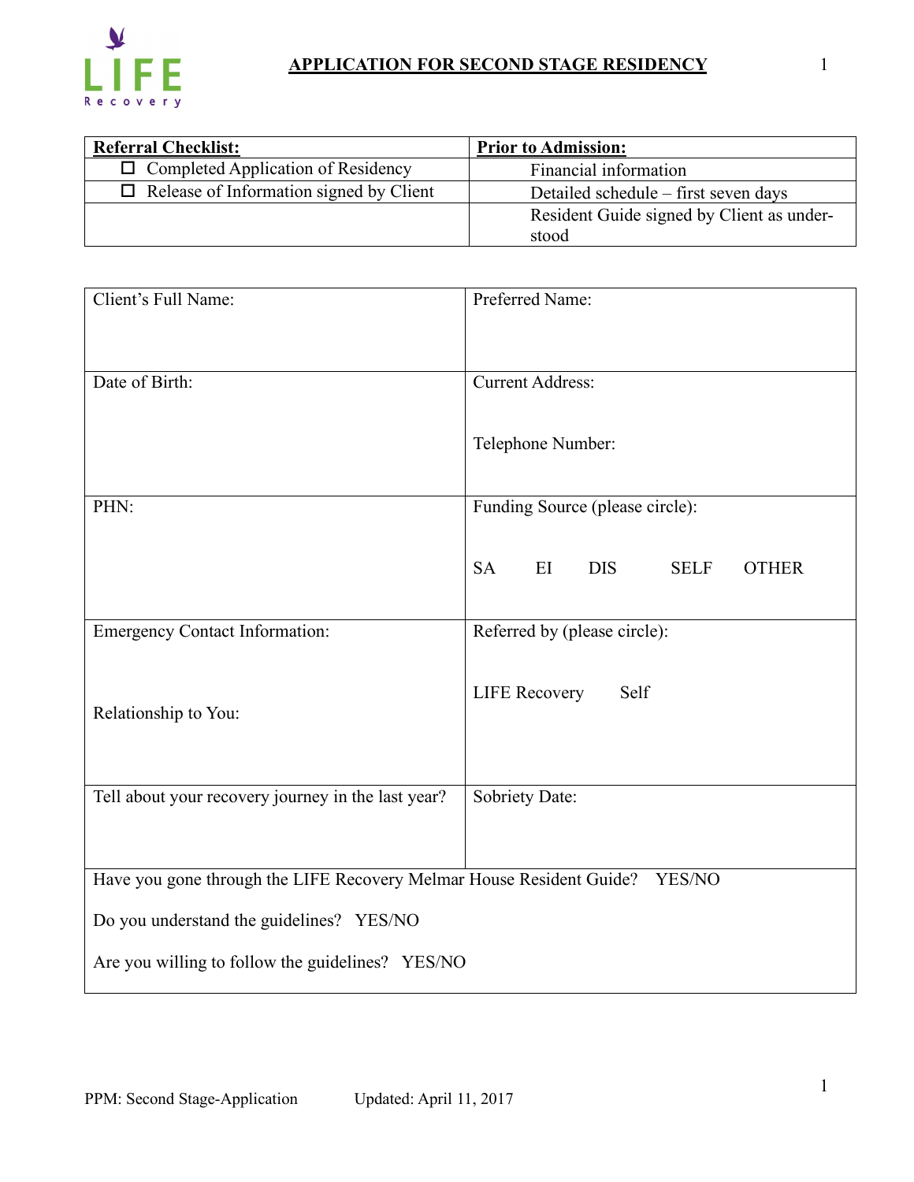# APPLICATION FOR SECOND STAGE RESIDENCY

| Referral Checklist: | Prior to Admission: |
|---|---|
| ☐ Completed Application of Residency | Financial information |
| ☐ Release of Information signed by Client | Detailed schedule – first seven days |
| | Resident Guide signed by Client as understood |

| Client's Full Name: | Preferred Name: |
|---|---|
| Date of Birth: | Current Address:<br><br>Telephone Number: |
| PHN: | Funding Source (please circle):<br><br>SA EI DIS SELF OTHER |
| Emergency Contact Information:<br><br>Relationship to You: | Referred by (please circle):<br><br>LIFE Recovery Self |
| Tell about your recovery journey in the last year? | Sobriety Date: |

Have you gone through the LIFE Recovery Melmar House Resident Guide? YES/NO

Do you understand the guidelines? YES/NO

Are you willing to follow the guidelines? YES/NO

PPM: Second Stage-Application Updated: April 11, 2017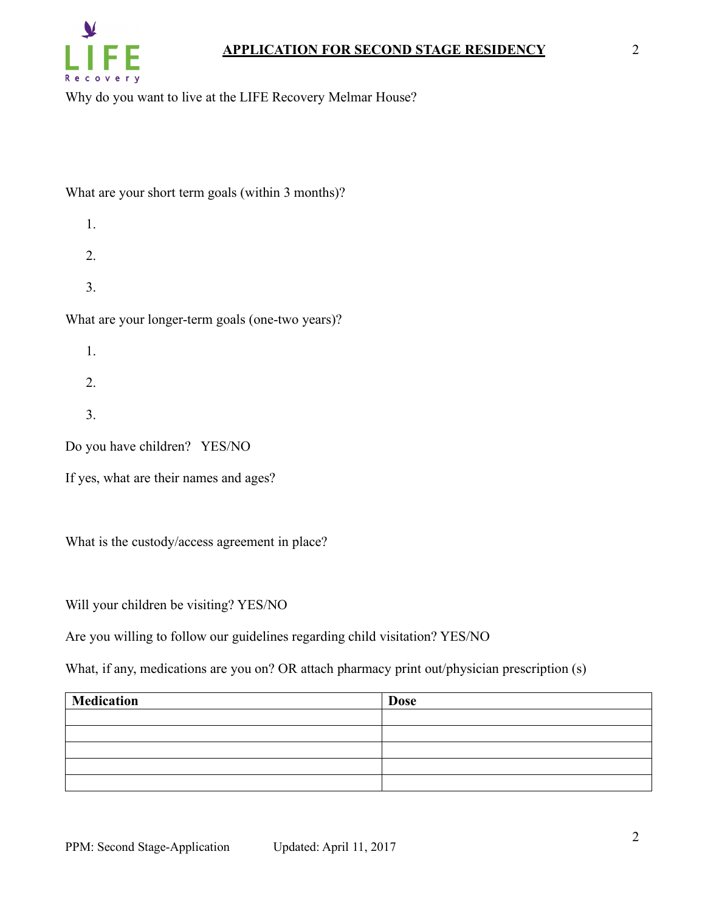## APPLICATION FOR SECOND STAGE RESIDENCY

Why do you want to live at the LIFE Recovery Melmar House?

What are your short term goals (within 3 months)?

1.
2.
3.

What are your longer-term goals (one-two years)?

1.
2.
3.

Do you have children? YES/NO

If yes, what are their names and ages?

What is the custody/access agreement in place?

Will your children be visiting? YES/NO

Are you willing to follow our guidelines regarding child visitation? YES/NO

What, if any, medications are you on? OR attach pharmacy print out/physician prescription (s)

| Medication | Dose |
|---|---|
| | |
| | |
| | |
| | |
| | |

PPM: Second Stage-Application Updated: April 11, 2017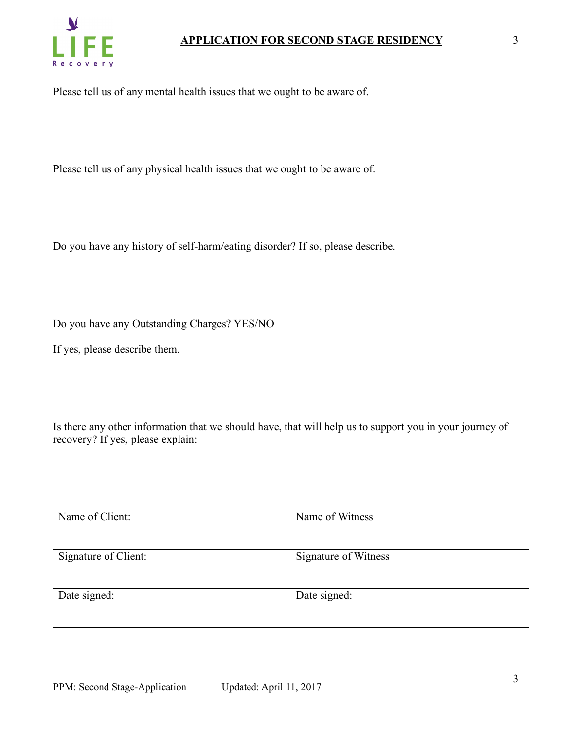# APPLICATION FOR SECOND STAGE RESIDENCY

Please tell us of any mental health issues that we ought to be aware of.

Please tell us of any physical health issues that we ought to be aware of.

Do you have any history of self-harm/eating disorder? If so, please describe.

Do you have any Outstanding Charges? YES/NO

If yes, please describe them.

Is there any other information that we should have, that will help us to support you in your journey of recovery? If yes, please explain:

| Name of Client: | Name of Witness |
| --- | --- |
| Signature of Client: | Signature of Witness |
| Date signed: | Date signed: |

PPM: Second Stage-Application     Updated: April 11, 2017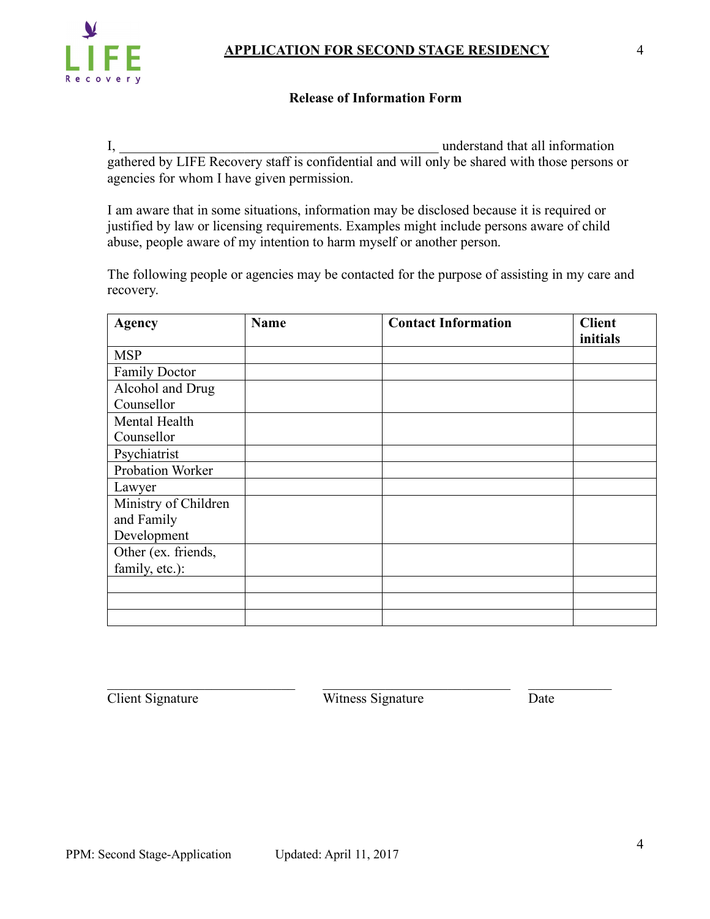# APPLICATION FOR SECOND STAGE RESIDENCY

## Release of Information Form

I, _______________________________________________ understand that all information gathered by LIFE Recovery staff is confidential and will only be shared with those persons or agencies for whom I have given permission.

I am aware that in some situations, information may be disclosed because it is required or justified by law or licensing requirements. Examples might include persons aware of child abuse, people aware of my intention to harm myself or another person.

The following people or agencies may be contacted for the purpose of assisting in my care and recovery.

| Agency | Name | Contact Information | Client initials |
|---|---|---|---|
| MSP | | | |
| Family Doctor | | | |
| Alcohol and Drug Counsellor | | | |
| Mental Health Counsellor | | | |
| Psychiatrist | | | |
| Probation Worker | | | |
| Lawyer | | | |
| Ministry of Children and Family Development | | | |
| Other (ex. friends, family, etc.): | | | |
| | | | |
| | | | |
| | | | |

____________________________ ____________________________ ____________

Client Signature Witness Signature Date

PPM: Second Stage-Application Updated: April 11, 2017